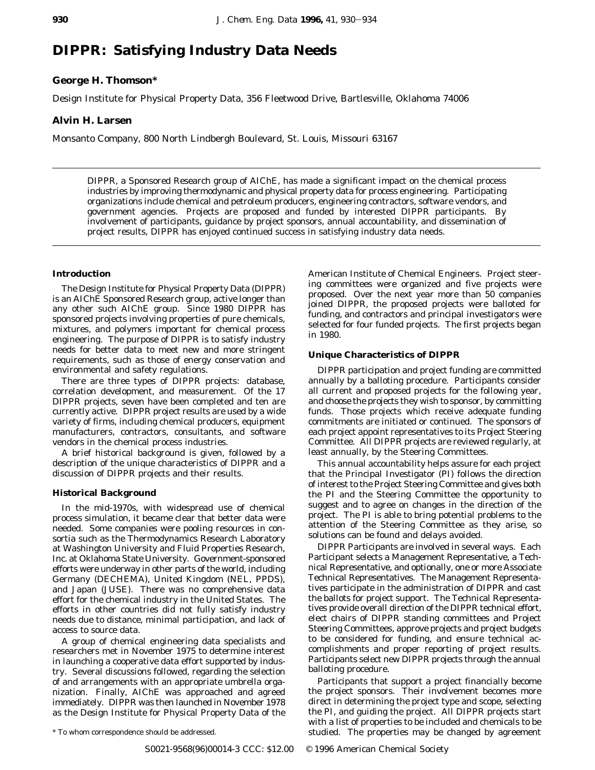# DIPPR: Satisfying Industry Data Needs

**George H. Thomson***

Design Institute for Physical Property Data, 356 Fleetwood Drive, Bartlesville, Oklahoma 74006

**Alvin H. Larsen**

Monsanto Company, 800 North Lindbergh Boulevard, St. Louis, Missouri 63167

DIPPR, a Sponsored Research group of AIChE, has made a significant impact on the chemical process industries by improving thermodynamic and physical property data for process engineering. Participating organizations include chemical and petroleum producers, engineering contractors, software vendors, and government agencies. Projects are proposed and funded by interested DIPPR participants. By involvement of participants, guidance by project sponsors, annual accountability, and dissemination of project results, DIPPR has enjoyed continued success in satisfying industry data needs.

## Introduction

The Design Institute for Physical Property Data (DIPPR) is an AIChE Sponsored Research group, active longer than any other such AIChE group. Since 1980 DIPPR has sponsored projects involving properties of pure chemicals, mixtures, and polymers important for chemical process engineering. The purpose of DIPPR is to satisfy industry needs for better data to meet new and more stringent requirements, such as those of energy conservation and environmental and safety regulations.

There are three types of DIPPR projects: database, correlation development, and measurement. Of the 17 DIPPR projects, seven have been completed and ten are currently active. DIPPR project results are used by a wide variety of firms, including chemical producers, equipment manufacturers, contractors, consultants, and software vendors in the chemical process industries.

A brief historical background is given, followed by a description of the unique characteristics of DIPPR and a discussion of DIPPR projects and their results.

## Historical Background

In the mid-1970s, with widespread use of chemical process simulation, it became clear that better data were needed. Some companies were pooling resources in consortia such as the Thermodynamics Research Laboratory at Washington University and Fluid Properties Research, Inc. at Oklahoma State University. Government-sponsored efforts were underway in other parts of the world, including Germany (DECHEMA), United Kingdom (NEL, PPDS), and Japan (JUSE). There was no comprehensive data effort for the chemical industry in the United States. The efforts in other countries did not fully satisfy industry needs due to distance, minimal participation, and lack of access to source data.

A group of chemical engineering data specialists and researchers met in November 1975 to determine interest in launching a cooperative data effort supported by industry. Several discussions followed, regarding the selection of and arrangements with an appropriate umbrella organization. Finally, AIChE was approached and agreed immediately. DIPPR was then launched in November 1978 as the Design Institute for Physical Property Data of the American Institute of Chemical Engineers. Project steering committees were organized and five projects were proposed. Over the next year more than 50 companies joined DIPPR, the proposed projects were balloted for funding, and contractors and principal investigators were selected for four funded projects. The first projects began in 1980.

## Unique Characteristics of DIPPR

DIPPR participation and project funding are committed annually by a balloting procedure. Participants consider all current and proposed projects for the following year, and choose the projects they wish to sponsor, by committing funds. Those projects which receive adequate funding commitments are initiated or continued. The sponsors of each project appoint representatives to its Project Steering Committee. All DIPPR projects are reviewed regularly, at least annually, by the Steering Committees.

This annual accountability helps assure for each project that the Principal Investigator (PI) follows the direction of interest to the Project Steering Committee and gives both the PI and the Steering Committee the opportunity to suggest and to agree on changes in the direction of the project. The PI is able to bring potential problems to the attention of the Steering Committee as they arise, so solutions can be found and delays avoided.

DIPPR Participants are involved in several ways. Each Participant selects a Management Representative, a Technical Representative, and optionally, one or more Associate Technical Representatives. The Management Representatives participate in the administration of DIPPR and cast the ballots for project support. The Technical Representatives provide overall direction of the DIPPR technical effort, elect chairs of DIPPR standing committees and Project Steering Committees, approve projects and project budgets to be considered for funding, and ensure technical accomplishments and proper reporting of project results. Participants select new DIPPR projects through the annual balloting procedure.

Participants that support a project financially become the project sponsors. Their involvement becomes more direct in determining the project type and scope, selecting the PI, and guiding the project. All DIPPR projects start with a list of properties to be included and chemicals to be studied. The properties may be changed by agreement

\* To whom correspondence should be addressed.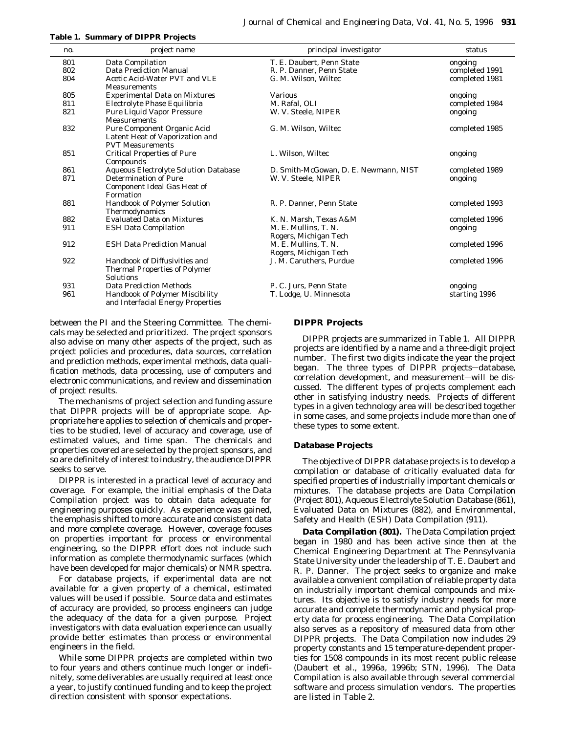**Table 1. Summary of DIPPR Projects**

| no. | project name | principal investigator | status |
|---|---|---|---|
| 801 | Data Compilation | T. E. Daubert, Penn State | ongoing |
| 802 | Data Prediction Manual | R. P. Danner, Penn State | completed 1991 |
| 804 | Acetic Acid-Water PVT and VLE Measurements | G. M. Wilson, Wiltec | completed 1981 |
| 805 | Experimental Data on Mixtures | Various | ongoing |
| 811 | Electrolyte Phase Equilibria | M. Rafal, OLI | completed 1984 |
| 821 | Pure Liquid Vapor Pressure Measurements | W. V. Steele, NIPER | ongoing |
| 832 | Pure Component Organic Acid Latent Heat of Vaporization and PVT Measurements | G. M. Wilson, Wiltec | completed 1985 |
| 851 | Critical Properties of Pure Compounds | L. Wilson, Wiltec | ongoing |
| 861 | Aqueous Electrolyte Solution Database | D. Smith-McGowan, D. E. Newmann, NIST | completed 1989 |
| 871 | Determination of Pure Component Ideal Gas Heat of Formation | W. V. Steele, NIPER | ongoing |
| 881 | Handbook of Polymer Solution Thermodynamics | R. P. Danner, Penn State | completed 1993 |
| 882 | Evaluated Data on Mixtures | K. N. Marsh, Texas A&M | completed 1996 |
| 911 | ESH Data Compilation | M. E. Mullins, T. N. Rogers, Michigan Tech | ongoing |
| 912 | ESH Data Prediction Manual | M. E. Mullins, T. N. Rogers, Michigan Tech | completed 1996 |
| 922 | Handbook of Diffusivities and Thermal Properties of Polymer Solutions | J. M. Caruthers, Purdue | completed 1996 |
| 931 | Data Prediction Methods | P. C. Jurs, Penn State | ongoing |
| 961 | Handbook of Polymer Miscibility and Interfacial Energy Properties | T. Lodge, U. Minnesota | starting 1996 |

between the PI and the Steering Committee. The chemicals may be selected and prioritized. The project sponsors also advise on many other aspects of the project, such as project policies and procedures, data sources, correlation and prediction methods, experimental methods, data qualification methods, data processing, use of computers and electronic communications, and review and dissemination of project results.

The mechanisms of project selection and funding assure that DIPPR projects will be of appropriate scope. Appropriate here applies to selection of chemicals and properties to be studied, level of accuracy and coverage, use of estimated values, and time span. The chemicals and properties covered are selected by the project sponsors, and so are definitely of interest to industry, the audience DIPPR seeks to serve.

DIPPR is interested in a practical level of accuracy and coverage. For example, the initial emphasis of the Data Compilation project was to obtain data adequate for engineering purposes quickly. As experience was gained, the emphasis shifted to more accurate and consistent data and more complete coverage. However, coverage focuses on properties important for process or environmental engineering, so the DIPPR effort does not include such information as complete thermodynamic surfaces (which have been developed for major chemicals) or NMR spectra.

For database projects, if experimental data are not available for a given property of a chemical, estimated values will be used if possible. Source data and estimates of accuracy are provided, so process engineers can judge the adequacy of the data for a given purpose. Project investigators with data evaluation experience can usually provide better estimates than process or environmental engineers in the field.

While some DIPPR projects are completed within two to four years and others continue much longer or indefinitely, some deliverables are usually required at least once a year, to justify continued funding and to keep the project direction consistent with sponsor expectations.

## DIPPR Projects

DIPPR projects are summarized in Table 1. All DIPPR projects are identified by a name and a three-digit project number. The first two digits indicate the year the project began. The three types of DIPPR projects—database, correlation development, and measurement—will be discussed. The different types of projects complement each other in satisfying industry needs. Projects of different types in a given technology area will be described together in some cases, and some projects include more than one of these types to some extent.

## Database Projects

The objective of DIPPR database projects is to develop a compilation or database of critically evaluated data for specified properties of industrially important chemicals or mixtures. The database projects are Data Compilation (Project 801), Aqueous Electrolyte Solution Database (861), Evaluated Data on Mixtures (882), and Environmental, Safety and Health (ESH) Data Compilation (911).

**Data Compilation (801).** The Data Compilation project began in 1980 and has been active since then at the Chemical Engineering Department at The Pennsylvania State University under the leadership of T. E. Daubert and R. P. Danner. The project seeks to organize and make available a convenient compilation of reliable property data on industrially important chemical compounds and mixtures. Its objective is to satisfy industry needs for more accurate and complete thermodynamic and physical property data for process engineering. The Data Compilation also serves as a repository of measured data from other DIPPR projects. The Data Compilation now includes 29 property constants and 15 temperature-dependent properties for 1508 compounds in its most recent public release (Daubert et al., 1996a, 1996b; STN, 1996). The Data Compilation is also available through several commercial software and process simulation vendors. The properties are listed in Table 2.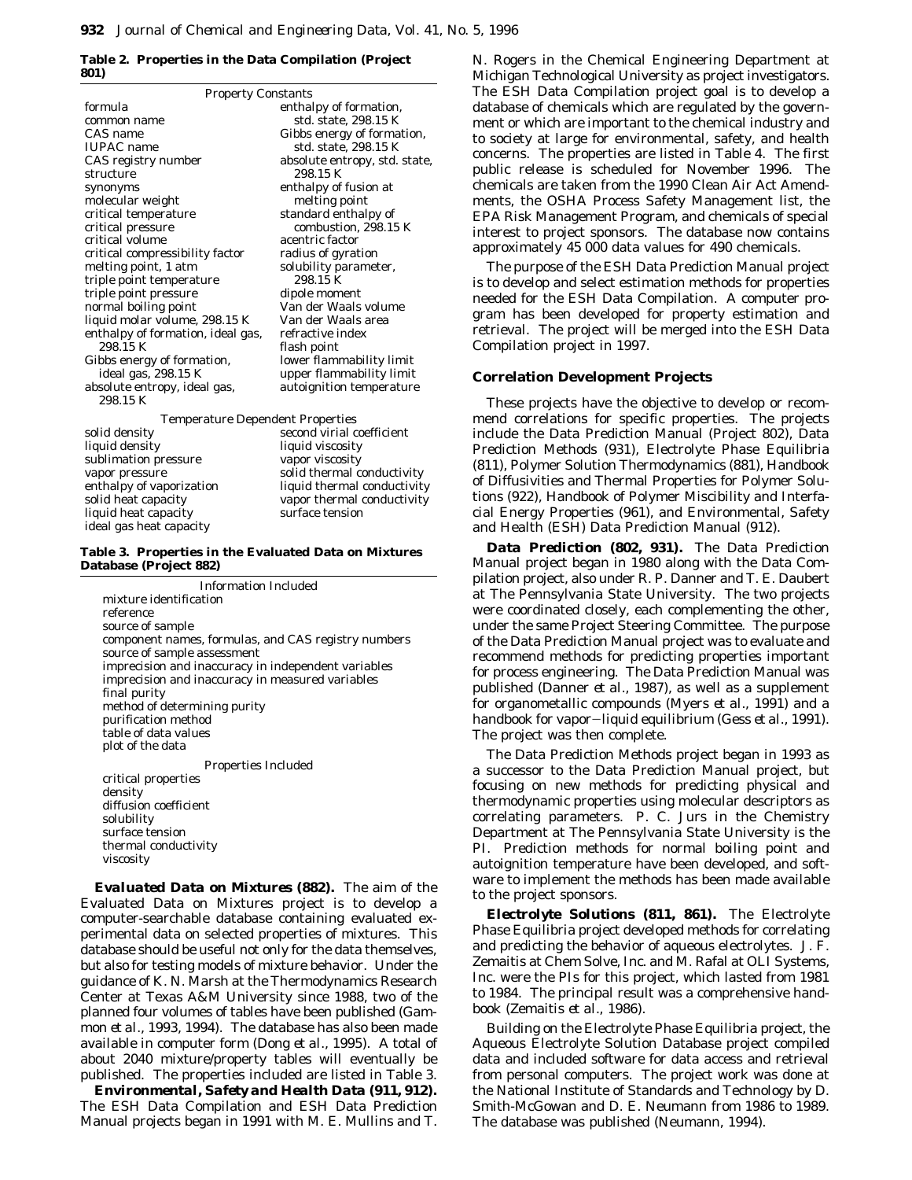**Table 2. Properties in the Data Compilation (Project 801)**

| Property Constants | |
|---|---|
| formula | enthalpy of formation, std. state, 298.15 K |
| common name | Gibbs energy of formation, std. state, 298.15 K |
| CAS name | absolute entropy, std. state, 298.15 K |
| IUPAC name | enthalpy of fusion at melting point |
| CAS registry number | standard enthalpy of combustion, 298.15 K |
| structure | acentric factor |
| synonyms | radius of gyration |
| molecular weight | solubility parameter, 298.15 K |
| critical temperature | dipole moment |
| critical pressure | Van der Waals volume |
| critical volume | Van der Waals area |
| critical compressibility factor | refractive index |
| melting point, 1 atm | flash point |
| triple point temperature | lower flammability limit |
| triple point pressure | upper flammability limit |
| normal boiling point | autoignition temperature |
| liquid molar volume, 298.15 K | |
| enthalpy of formation, ideal gas, 298.15 K | |
| Gibbs energy of formation, ideal gas, 298.15 K | |
| absolute entropy, ideal gas, 298.15 K | |
| **Temperature Dependent Properties** | |
| solid density | second virial coefficient |
| liquid density | liquid viscosity |
| sublimation pressure | vapor viscosity |
| vapor pressure | solid thermal conductivity |
| enthalpy of vaporization | liquid thermal conductivity |
| solid heat capacity | vapor thermal conductivity |
| liquid heat capacity | surface tension |
| ideal gas heat capacity | |

**Table 3. Properties in the Evaluated Data on Mixtures Database (Project 882)**

| Information Included |
|---|
| mixture identification |
| reference |
| source of sample |
| component names, formulas, and CAS registry numbers |
| source of sample assessment |
| imprecision and inaccuracy in independent variables |
| imprecision and inaccuracy in measured variables |
| final purity |
| method of determining purity |
| purification method |
| table of data values |
| plot of the data |
| **Properties Included** |
| critical properties |
| density |
| diffusion coefficient |
| solubility |
| surface tension |
| thermal conductivity |
| viscosity |

***Evaluated Data on Mixtures (882).*** The aim of the Evaluated Data on Mixtures project is to develop a computer-searchable database containing evaluated experimental data on selected properties of mixtures. This database should be useful not only for the data themselves, but also for testing models of mixture behavior. Under the guidance of K. N. Marsh at the Thermodynamics Research Center at Texas A&M University since 1988, two of the planned four volumes of tables have been published (Gammon *et al*., 1993, 1994). The database has also been made available in computer form (Dong *et al*., 1995). A total of about 2040 mixture/property tables will eventually be published. The properties included are listed in Table 3.

***Environmental, Safety and Health Data (911, 912).*** The ESH Data Compilation and ESH Data Prediction Manual projects began in 1991 with M. E. Mullins and T. N. Rogers in the Chemical Engineering Department at Michigan Technological University as project investigators. The ESH Data Compilation project goal is to develop a database of chemicals which are regulated by the government or which are important to the chemical industry and to society at large for environmental, safety, and health concerns. The properties are listed in Table 4. The first public release is scheduled for November 1996. The chemicals are taken from the 1990 Clean Air Act Amendments, the OSHA Process Safety Management list, the EPA Risk Management Program, and chemicals of special interest to project sponsors. The database now contains approximately 45 000 data values for 490 chemicals.

The purpose of the ESH Data Prediction Manual project is to develop and select estimation methods for properties needed for the ESH Data Compilation. A computer program has been developed for property estimation and retrieval. The project will be merged into the ESH Data Compilation project in 1997.

## Correlation Development Projects

These projects have the objective to develop or recommend correlations for specific properties. The projects include the Data Prediction Manual (Project 802), Data Prediction Methods (931), Electrolyte Phase Equilibria (811), Polymer Solution Thermodynamics (881), Handbook of Diffusivities and Thermal Properties for Polymer Solutions (922), Handbook of Polymer Miscibility and Interfacial Energy Properties (961), and Environmental, Safety and Health (ESH) Data Prediction Manual (912).

***Data Prediction (802, 931).*** The Data Prediction Manual project began in 1980 along with the Data Compilation project, also under R. P. Danner and T. E. Daubert at The Pennsylvania State University. The two projects were coordinated closely, each complementing the other, under the same Project Steering Committee. The purpose of the Data Prediction Manual project was to evaluate and recommend methods for predicting properties important for process engineering. The Data Prediction Manual was published (Danner *et al*., 1987), as well as a supplement for organometallic compounds (Myers *et al*., 1991) and a handbook for vapor−liquid equilibrium (Gess *et al*., 1991). The project was then complete.

The Data Prediction Methods project began in 1993 as a successor to the Data Prediction Manual project, but focusing on new methods for predicting physical and thermodynamic properties using molecular descriptors as correlating parameters. P. C. Jurs in the Chemistry Department at The Pennsylvania State University is the PI. Prediction methods for normal boiling point and autoignition temperature have been developed, and software to implement the methods has been made available to the project sponsors.

***Electrolyte Solutions (811, 861).*** The Electrolyte Phase Equilibria project developed methods for correlating and predicting the behavior of aqueous electrolytes. J. F. Zemaitis at Chem Solve, Inc. and M. Rafal at OLI Systems, Inc. were the PIs for this project, which lasted from 1981 to 1984. The principal result was a comprehensive handbook (Zemaitis *et al*., 1986).

Building on the Electrolyte Phase Equilibria project, the Aqueous Electrolyte Solution Database project compiled data and included software for data access and retrieval from personal computers. The project work was done at the National Institute of Standards and Technology by D. Smith-McGowan and D. E. Neumann from 1986 to 1989. The database was published (Neumann, 1994).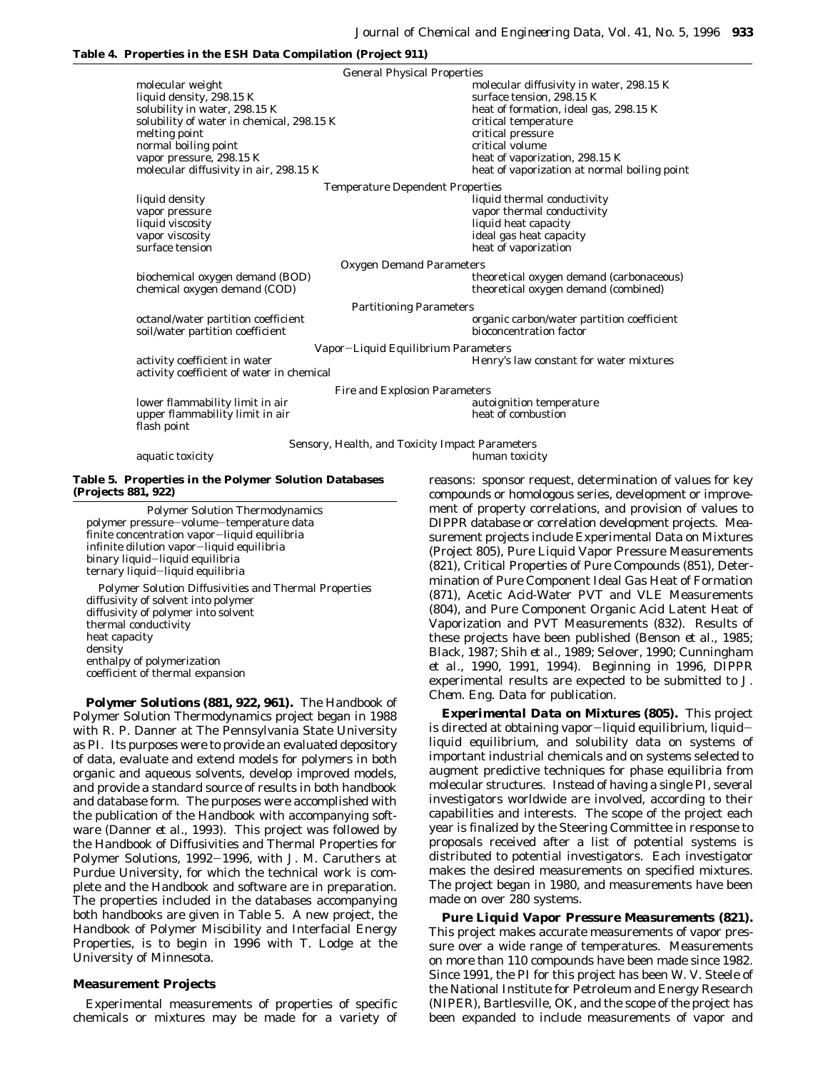**Table 4. Properties in the ESH Data Compilation (Project 911)**

| | |
|---|---|
| **General Physical Properties** | |
| molecular weight | molecular diffusivity in water, 298.15 K |
| liquid density, 298.15 K | surface tension, 298.15 K |
| solubility in water, 298.15 K | heat of formation, ideal gas, 298.15 K |
| solubility of water in chemical, 298.15 K | critical temperature |
| melting point | critical pressure |
| normal boiling point | critical volume |
| vapor pressure, 298.15 K | heat of vaporization, 298.15 K |
| molecular diffusivity in air, 298.15 K | heat of vaporization at normal boiling point |
| **Temperature Dependent Properties** | |
| liquid density | liquid thermal conductivity |
| vapor pressure | vapor thermal conductivity |
| liquid viscosity | liquid heat capacity |
| vapor viscosity | ideal gas heat capacity |
| surface tension | heat of vaporization |
| **Oxygen Demand Parameters** | |
| biochemical oxygen demand (BOD) | theoretical oxygen demand (carbonaceous) |
| chemical oxygen demand (COD) | theoretical oxygen demand (combined) |
| **Partitioning Parameters** | |
| octanol/water partition coefficient | organic carbon/water partition coefficient |
| soil/water partition coefficient | bioconcentration factor |
| **Vapor−Liquid Equilibrium Parameters** | |
| activity coefficient in water | Henry's law constant for water mixtures |
| activity coefficient of water in chemical | |
| **Fire and Explosion Parameters** | |
| lower flammability limit in air | autoignition temperature |
| upper flammability limit in air | heat of combustion |
| flash point | |
| **Sensory, Health, and Toxicity Impact Parameters** | |
| aquatic toxicity | human toxicity |

**Table 5. Properties in the Polymer Solution Databases (Projects 881, 922)**

| |
|---|
| **Polymer Solution Thermodynamics** |
| polymer pressure−volume−temperature data |
| finite concentration vapor−liquid equilibria |
| infinite dilution vapor−liquid equilibria |
| binary liquid−liquid equilibria |
| ternary liquid−liquid equilibria |
| **Polymer Solution Diffusivities and Thermal Properties** |
| diffusivity of solvent into polymer |
| diffusivity of polymer into solvent |
| thermal conductivity |
| heat capacity |
| density |
| enthalpy of polymerization |
| coefficient of thermal expansion |

**Polymer Solutions (881, 922, 961).** The Handbook of Polymer Solution Thermodynamics project began in 1988 with R. P. Danner at The Pennsylvania State University as PI. Its purposes were to provide an evaluated depository of data, evaluate and extend models for polymers in both organic and aqueous solvents, develop improved models, and provide a standard source of results in both handbook and database form. The purposes were accomplished with the publication of the Handbook with accompanying software (Danner *et al.*, 1993). This project was followed by the Handbook of Diffusivities and Thermal Properties for Polymer Solutions, 1992−1996, with J. M. Caruthers at Purdue University, for which the technical work is complete and the Handbook and software are in preparation. The properties included in the databases accompanying both handbooks are given in Table 5. A new project, the Handbook of Polymer Miscibility and Interfacial Energy Properties, is to begin in 1996 with T. Lodge at the University of Minnesota.

## Measurement Projects

Experimental measurements of properties of specific chemicals or mixtures may be made for a variety of reasons: sponsor request, determination of values for key compounds or homologous series, development or improvement of property correlations, and provision of values to DIPPR database or correlation development projects. Measurement projects include Experimental Data on Mixtures (Project 805), Pure Liquid Vapor Pressure Measurements (821), Critical Properties of Pure Compounds (851), Determination of Pure Component Ideal Gas Heat of Formation (871), Acetic Acid-Water PVT and VLE Measurements (804), and Pure Component Organic Acid Latent Heat of Vaporization and PVT Measurements (832). Results of these projects have been published (Benson *et al.*, 1985; Black, 1987; Shih *et al.*, 1989; Selover, 1990; Cunningham *et al.*, 1990, 1991, 1994). Beginning in 1996, DIPPR experimental results are expected to be submitted to *J. Chem. Eng. Data* for publication.

***Experimental Data on Mixtures (805).*** This project is directed at obtaining vapor−liquid equilibrium, liquid−liquid equilibrium, and solubility data on systems of important industrial chemicals and on systems selected to augment predictive techniques for phase equilibria from molecular structures. Instead of having a single PI, several investigators worldwide are involved, according to their capabilities and interests. The scope of the project each year is finalized by the Steering Committee in response to proposals received after a list of potential systems is distributed to potential investigators. Each investigator makes the desired measurements on specified mixtures. The project began in 1980, and measurements have been made on over 280 systems.

***Pure Liquid Vapor Pressure Measurements (821).*** This project makes accurate measurements of vapor pressure over a wide range of temperatures. Measurements on more than 110 compounds have been made since 1982. Since 1991, the PI for this project has been W. V. Steele of the National Institute for Petroleum and Energy Research (NIPER), Bartlesville, OK, and the scope of the project has been expanded to include measurements of vapor and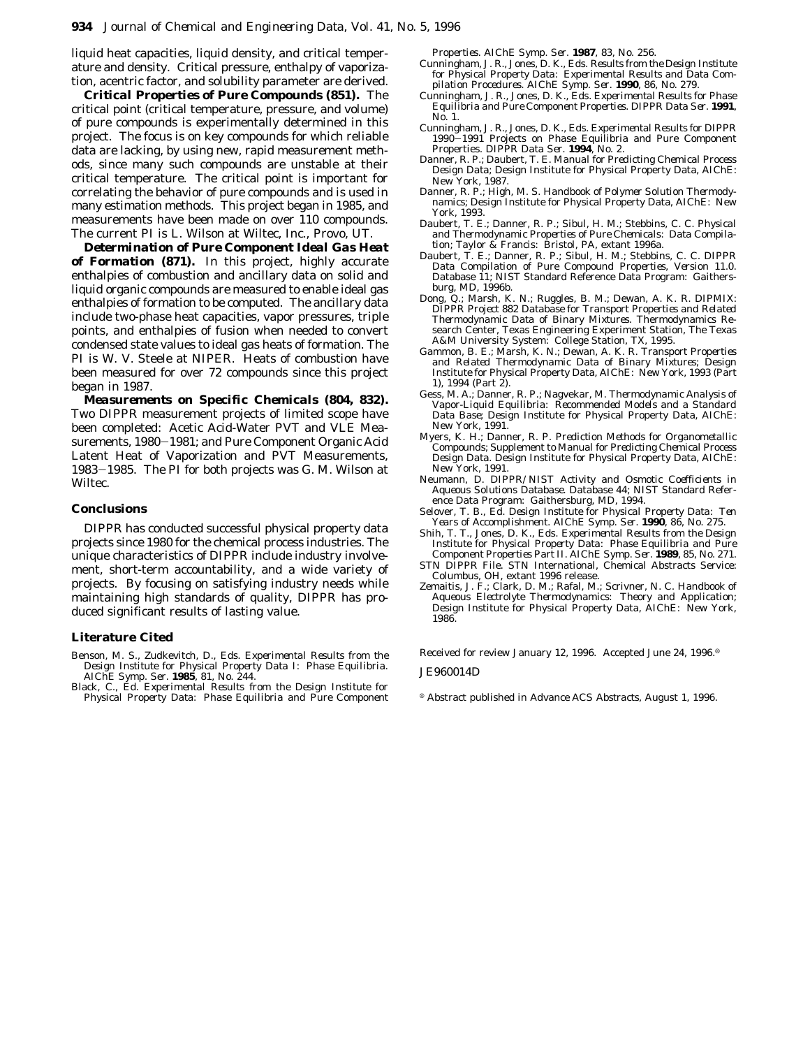liquid heat capacities, liquid density, and critical temperature and density. Critical pressure, enthalpy of vaporization, acentric factor, and solubility parameter are derived.

***Critical Properties of Pure Compounds (851).*** The critical point (critical temperature, pressure, and volume) of pure compounds is experimentally determined in this project. The focus is on key compounds for which reliable data are lacking, by using new, rapid measurement methods, since many such compounds are unstable at their critical temperature. The critical point is important for correlating the behavior of pure compounds and is used in many estimation methods. This project began in 1985, and measurements have been made on over 110 compounds. The current PI is L. Wilson at Wiltec, Inc., Provo, UT.

***Determination of Pure Component Ideal Gas Heat of Formation (871).*** In this project, highly accurate enthalpies of combustion and ancillary data on solid and liquid organic compounds are measured to enable ideal gas enthalpies of formation to be computed. The ancillary data include two-phase heat capacities, vapor pressures, triple points, and enthalpies of fusion when needed to convert condensed state values to ideal gas heats of formation. The PI is W. V. Steele at NIPER. Heats of combustion have been measured for over 72 compounds since this project began in 1987.

***Measurements on Specific Chemicals (804, 832).*** Two DIPPR measurement projects of limited scope have been completed: Acetic Acid-Water PVT and VLE Measurements, 1980–1981; and Pure Component Organic Acid Latent Heat of Vaporization and PVT Measurements, 1983–1985. The PI for both projects was G. M. Wilson at Wiltec.

## Conclusions

DIPPR has conducted successful physical property data projects since 1980 for the chemical process industries. The unique characteristics of DIPPR include industry involvement, short-term accountability, and a wide variety of projects. By focusing on satisfying industry needs while maintaining high standards of quality, DIPPR has produced significant results of lasting value.

## Literature Cited

Benson, M. S., Zudkevitch, D., Eds. *Experimental Results from the Design Institute for Physical Property Data I: Phase Equilibria. AIChE Symp. Ser.* **1985**, 81, No. 244.

Black, C., Ed. *Experimental Results from the Design Institute for Physical Property Data: Phase Equilibria and Pure Component Properties. AIChE Symp. Ser.* **1987**, 83, No. 256.

Cunningham, J. R., Jones, D. K., Eds. *Results from the Design Institute for Physical Property Data: Experimental Results and Data Compilation Procedures. AIChE Symp. Ser.* **1990**, 86, No. 279.

Cunningham, J. R., Jones, D. K., Eds. *Experimental Results for Phase Equilibria and Pure Component Properties. DIPPR Data Ser.* **1991**, No. 1.

Cunningham, J. R., Jones, D. K., Eds. *Experimental Results for DIPPR 1990–1991 Projects on Phase Equilibria and Pure Component Properties. DIPPR Data Ser.* **1994**, No. 2.

Danner, R. P.; Daubert, T. E. *Manual for Predicting Chemical Process Design Data*; Design Institute for Physical Property Data, AIChE: New York, 1987.

Danner, R. P.; High, M. S. *Handbook of Polymer Solution Thermodynamics*; Design Institute for Physical Property Data, AIChE: New York, 1993.

Daubert, T. E.; Danner, R. P.; Sibul, H. M.; Stebbins, C. C. *Physical and Thermodynamic Properties of Pure Chemicals: Data Compilation*; Taylor & Francis: Bristol, PA, extant 1996a.

Daubert, T. E.; Danner, R. P.; Sibul, H. M.; Stebbins, C. C. *DIPPR Data Compilation of Pure Compound Properties, Version 11.0.* Database 11; NIST Standard Reference Data Program: Gaithersburg, MD, 1996b.

Dong, Q.; Marsh, K. N.; Ruggles, B. M.; Dewan, A. K. R. *DIPMIX: DIPPR Project 882 Database for Transport Properties and Related Thermodynamic Data of Binary Mixtures*. Thermodynamics Research Center, Texas Engineering Experiment Station, The Texas A&M University System: College Station, TX, 1995.

Gammon, B. E.; Marsh, K. N.; Dewan, A. K. R. *Transport Properties and Related Thermodynamic Data of Binary Mixtures*; Design Institute for Physical Property Data, AIChE: New York, 1993 (Part 1), 1994 (Part 2).

Gess, M. A.; Danner, R. P.; Nagvekar, M. *Thermodynamic Analysis of Vapor-Liquid Equilibria: Recommended Models and a Standard Data Base*; Design Institute for Physical Property Data, AIChE: New York, 1991.

Myers, K. H.; Danner, R. P. *Prediction Methods for Organometallic Compounds; Supplement to Manual for Predicting Chemical Process Design Data*. Design Institute for Physical Property Data, AIChE: New York, 1991.

Neumann, D. *DIPPR/NIST Activity and Osmotic Coefficients in Aqueous Solutions Database*. Database 44; NIST Standard Reference Data Program: Gaithersburg, MD, 1994.

Selover, T. B., Ed. *Design Institute for Physical Property Data: Ten Years of Accomplishment. AIChE Symp. Ser.* **1990**, 86, No. 275.

Shih, T. T., Jones, D. K., Eds. *Experimental Results from the Design Institute for Physical Property Data: Phase Equilibria and Pure Component Properties Part II. AIChE Symp. Ser.* **1989**, 85, No. 271.

STN DIPPR File. STN International, Chemical Abstracts Service: Columbus, OH, extant 1996 release.

Zemaitis, J. F.; Clark, D. M.; Rafal, M.; Scrivner, N. C. *Handbook of Aqueous Electrolyte Thermodynamics: Theory and Application*; Design Institute for Physical Property Data, AIChE: New York, 1986.

Received for review January 12, 1996. Accepted June 24, 1996.[⊗]

JE960014D

[⊗] Abstract published in *Advance ACS Abstracts,* August 1, 1996.